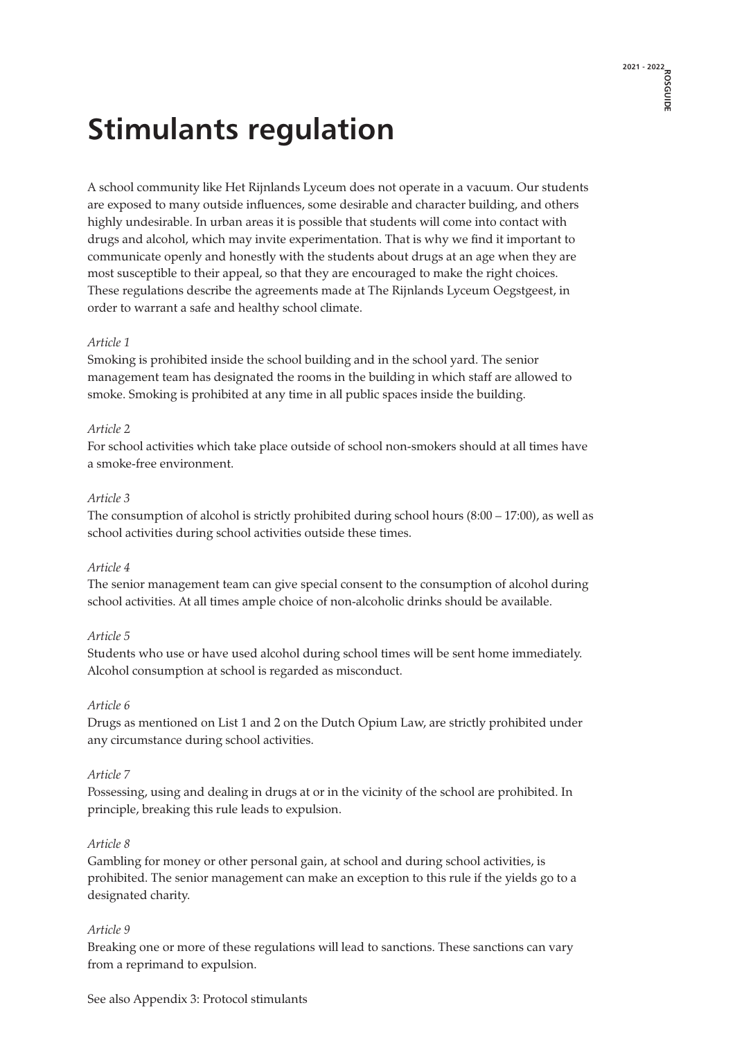# Stimulants regulation

A school community like Het Rijnlands Lyceum does not operate in a vacuum. Our students are exposed to many outside influences, some desirable and character building, and others highly undesirable. In urban areas it is possible that students will come into contact with drugs and alcohol, which may invite experimentation. That is why we find it important to communicate openly and honestly with the students about drugs at an age when they are most susceptible to their appeal, so that they are encouraged to make the right choices. These regulations describe the agreements made at The Rijnlands Lyceum Oegstgeest, in order to warrant a safe and healthy school climate.

*Article 1*

Smoking is prohibited inside the school building and in the school yard. The senior management team has designated the rooms in the building in which staff are allowed to smoke. Smoking is prohibited at any time in all public spaces inside the building.

*Article 2*

For school activities which take place outside of school non-smokers should at all times have a smoke-free environment.

*Article 3*

The consumption of alcohol is strictly prohibited during school hours (8:00 – 17:00), as well as school activities during school activities outside these times.

*Article 4*

The senior management team can give special consent to the consumption of alcohol during school activities. At all times ample choice of non-alcoholic drinks should be available.

*Article 5*

Students who use or have used alcohol during school times will be sent home immediately. Alcohol consumption at school is regarded as misconduct.

*Article 6*

Drugs as mentioned on List 1 and 2 on the Dutch Opium Law, are strictly prohibited under any circumstance during school activities.

*Article 7*

Possessing, using and dealing in drugs at or in the vicinity of the school are prohibited. In principle, breaking this rule leads to expulsion.

*Article 8*

Gambling for money or other personal gain, at school and during school activities, is prohibited. The senior management can make an exception to this rule if the yields go to a designated charity.

*Article 9*

Breaking one or more of these regulations will lead to sanctions. These sanctions can vary from a reprimand to expulsion.

See also Appendix 3: Protocol stimulants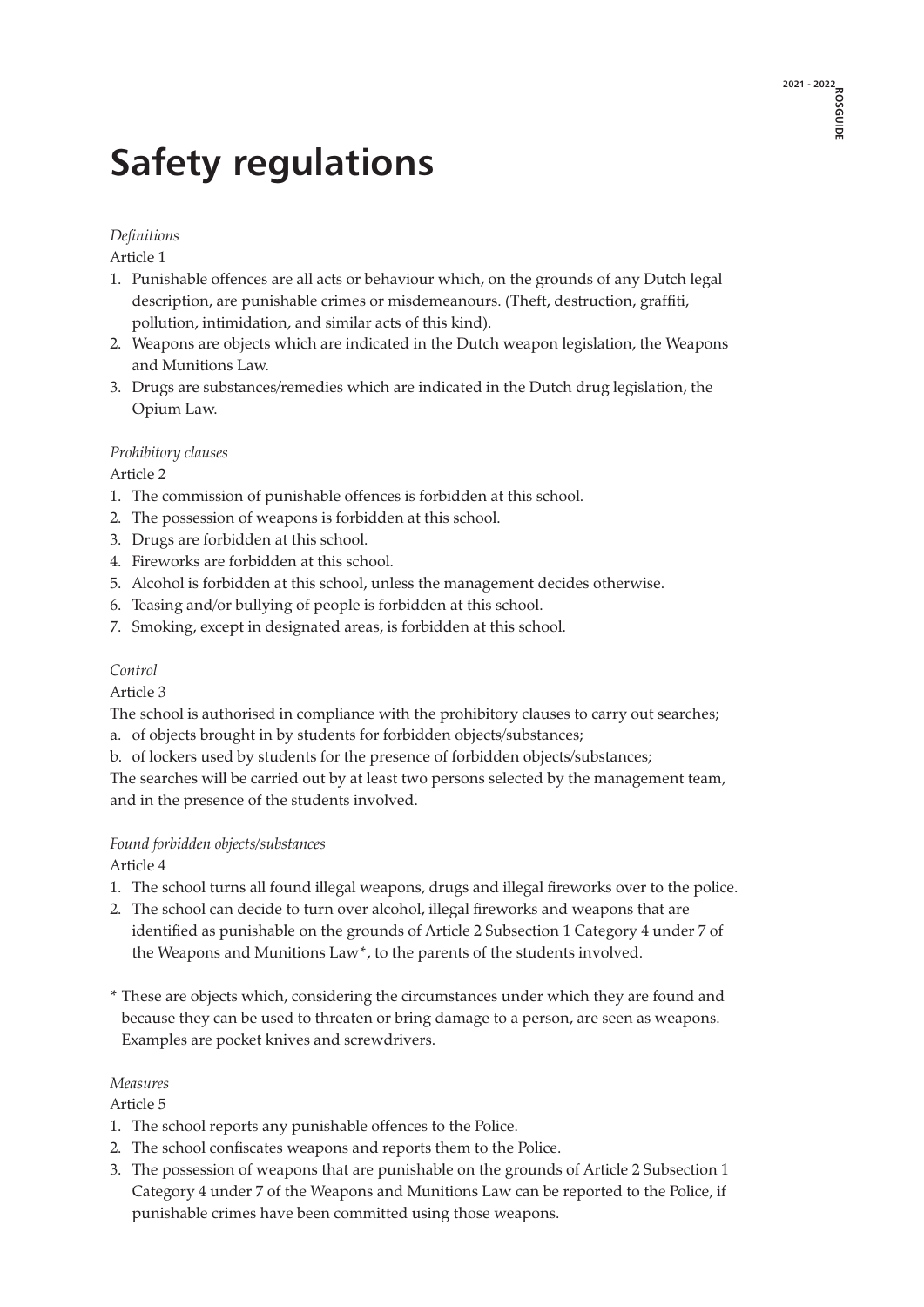# Safety regulations

*Definitions*

Article 1

1. Punishable offences are all acts or behaviour which, on the grounds of any Dutch legal description, are punishable crimes or misdemeanours. (Theft, destruction, graffiti, pollution, intimidation, and similar acts of this kind).
2. Weapons are objects which are indicated in the Dutch weapon legislation, the Weapons and Munitions Law.
3. Drugs are substances/remedies which are indicated in the Dutch drug legislation, the Opium Law.

*Prohibitory clauses*

Article 2

1. The commission of punishable offences is forbidden at this school.
2. The possession of weapons is forbidden at this school.
3. Drugs are forbidden at this school.
4. Fireworks are forbidden at this school.
5. Alcohol is forbidden at this school, unless the management decides otherwise.
6. Teasing and/or bullying of people is forbidden at this school.
7. Smoking, except in designated areas, is forbidden at this school.

*Control*

Article 3

The school is authorised in compliance with the prohibitory clauses to carry out searches;

a. of objects brought in by students for forbidden objects/substances;
b. of lockers used by students for the presence of forbidden objects/substances;

The searches will be carried out by at least two persons selected by the management team, and in the presence of the students involved.

*Found forbidden objects/substances*

Article 4

1. The school turns all found illegal weapons, drugs and illegal fireworks over to the police.
2. The school can decide to turn over alcohol, illegal fireworks and weapons that are identified as punishable on the grounds of Article 2 Subsection 1 Category 4 under 7 of the Weapons and Munitions Law*, to the parents of the students involved.

\* These are objects which, considering the circumstances under which they are found and because they can be used to threaten or bring damage to a person, are seen as weapons. Examples are pocket knives and screwdrivers.

*Measures*

Article 5

1. The school reports any punishable offences to the Police.
2. The school confiscates weapons and reports them to the Police.
3. The possession of weapons that are punishable on the grounds of Article 2 Subsection 1 Category 4 under 7 of the Weapons and Munitions Law can be reported to the Police, if punishable crimes have been committed using those weapons.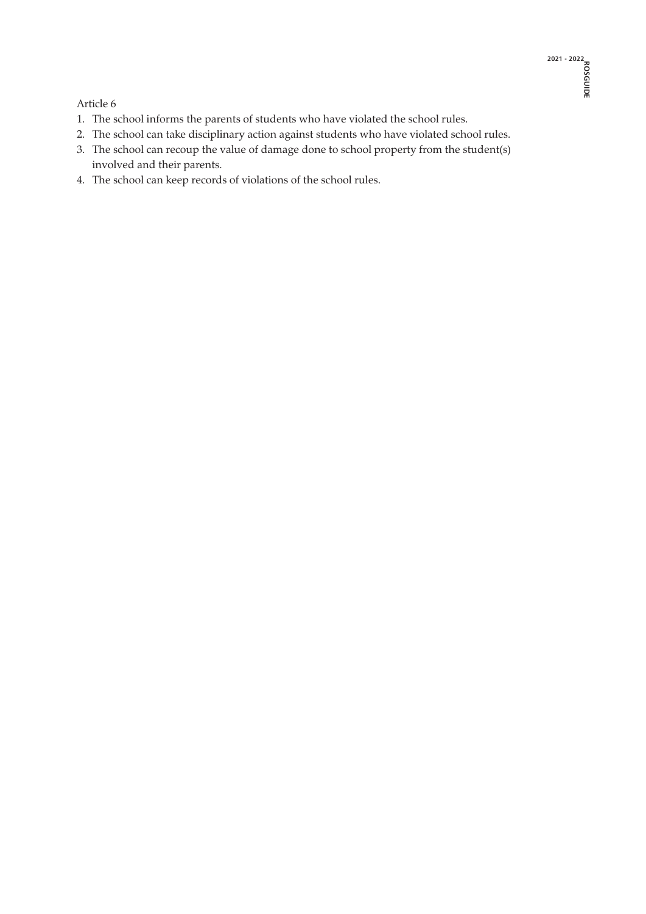Article 6

1. The school informs the parents of students who have violated the school rules.
2. The school can take disciplinary action against students who have violated school rules.
3. The school can recoup the value of damage done to school property from the student(s) involved and their parents.
4. The school can keep records of violations of the school rules.